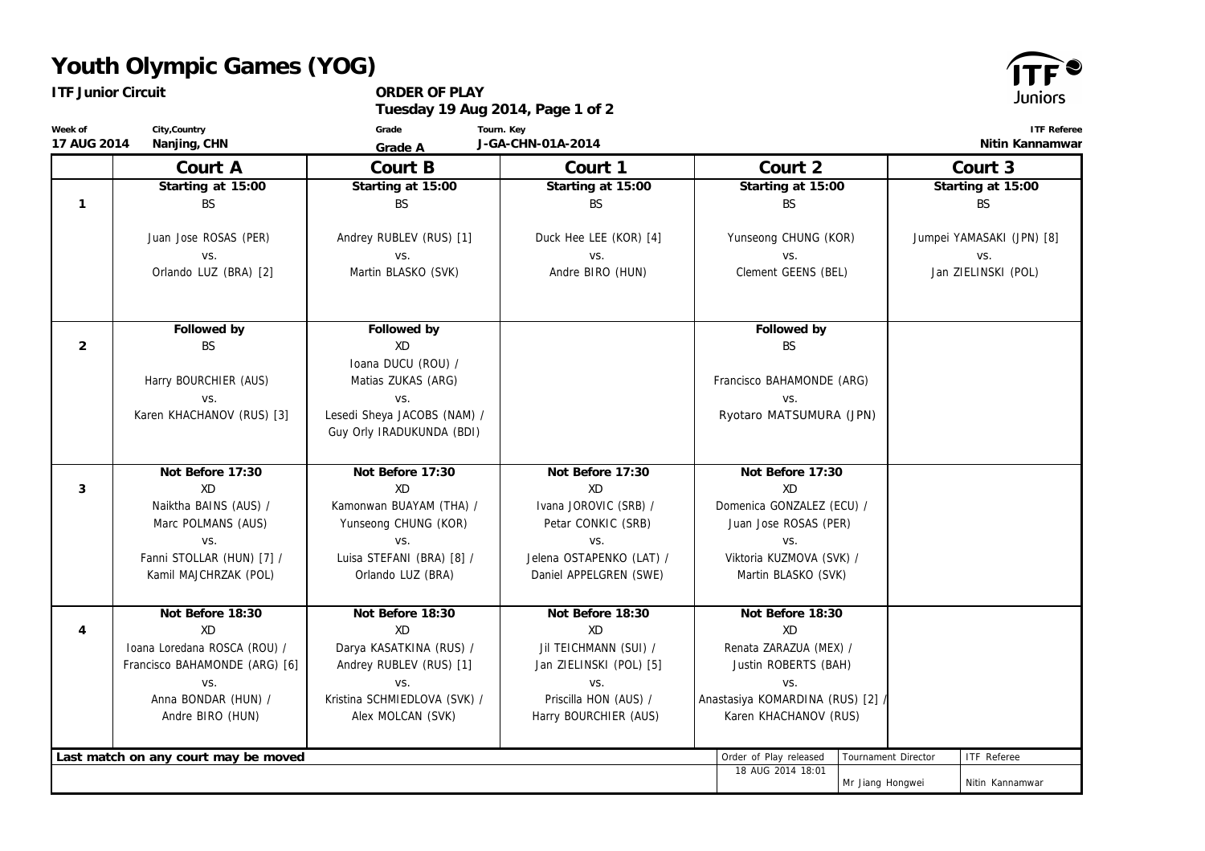# Youth Olympic Games (YOG)

**ITF Junior Circuit**

**ORDER OF PLAY**
**Tuesday 19 Aug 2014, Page 1 of 2**

| Week of | City,Country | Grade | Tourn. Key | ITF Referee |
|---|---|---|---|---|
| 17 AUG 2014 | Nanjing, CHN | Grade A | J-GA-CHN-01A-2014 | Nitin Kannamwar |

| | Court A | Court B | Court 1 | Court 2 | Court 3 |
|---|---|---|---|---|---|
| 1 | Starting at 15:00<br>BS<br><br>Juan Jose ROSAS (PER)<br>vs.<br>Orlando LUZ (BRA) [2] | Starting at 15:00<br>BS<br><br>Andrey RUBLEV (RUS) [1]<br>vs.<br>Martin BLASKO (SVK) | Starting at 15:00<br>BS<br><br>Duck Hee LEE (KOR) [4]<br>vs.<br>Andre BIRO (HUN) | Starting at 15:00<br>BS<br><br>Yunseong CHUNG (KOR)<br>vs.<br>Clement GEENS (BEL) | Starting at 15:00<br>BS<br><br>Jumpei YAMASAKI (JPN) [8]<br>vs.<br>Jan ZIELINSKI (POL) |
| 2 | Followed by<br>BS<br><br>Harry BOURCHIER (AUS)<br>vs.<br>Karen KHACHANOV (RUS) [3] | Followed by<br>XD<br>Ioana DUCU (ROU) /<br>Matias ZUKAS (ARG)<br>vs.<br>Lesedi Sheya JACOBS (NAM) /<br>Guy Orly IRADUKUNDA (BDI) | | Followed by<br>BS<br><br>Francisco BAHAMONDE (ARG)<br>vs.<br>Ryotaro MATSUMURA (JPN) | |
| 3 | Not Before 17:30<br>XD<br>Naiktha BAINS (AUS) /<br>Marc POLMANS (AUS)<br>vs.<br>Fanni STOLLAR (HUN) [7] /<br>Kamil MAJCHRZAK (POL) | Not Before 17:30<br>XD<br>Kamonwan BUAYAM (THA) /<br>Yunseong CHUNG (KOR)<br>vs.<br>Luisa STEFANI (BRA) [8] /<br>Orlando LUZ (BRA) | Not Before 17:30<br>XD<br>Ivana JOROVIC (SRB) /<br>Petar CONKIC (SRB)<br>vs.<br>Jelena OSTAPENKO (LAT) /<br>Daniel APPELGREN (SWE) | Not Before 17:30<br>XD<br>Domenica GONZALEZ (ECU) /<br>Juan Jose ROSAS (PER)<br>vs.<br>Viktoria KUZMOVA (SVK) /<br>Martin BLASKO (SVK) | |
| 4 | Not Before 18:30<br>XD<br>Ioana Loredana ROSCA (ROU) /<br>Francisco BAHAMONDE (ARG) [6]<br>vs.<br>Anna BONDAR (HUN) /<br>Andre BIRO (HUN) | Not Before 18:30<br>XD<br>Darya KASATKINA (RUS) /<br>Andrey RUBLEV (RUS) [1]<br>vs.<br>Kristina SCHMIEDLOVA (SVK) /<br>Alex MOLCAN (SVK) | Not Before 18:30<br>XD<br>Jil TEICHMANN (SUI) /<br>Jan ZIELINSKI (POL) [5]<br>vs.<br>Priscilla HON (AUS) /<br>Harry BOURCHIER (AUS) | Not Before 18:30<br>XD<br>Renata ZARAZUA (MEX) /<br>Justin ROBERTS (BAH)<br>vs.<br>Anastasiya KOMARDINA (RUS) [2] /<br>Karen KHACHANOV (RUS) | |

**Last match on any court may be moved**

| Order of Play released | Tournament Director | ITF Referee |
|---|---|---|
| 18 AUG 2014 18:01 | Mr Jiang Hongwei | Nitin Kannamwar |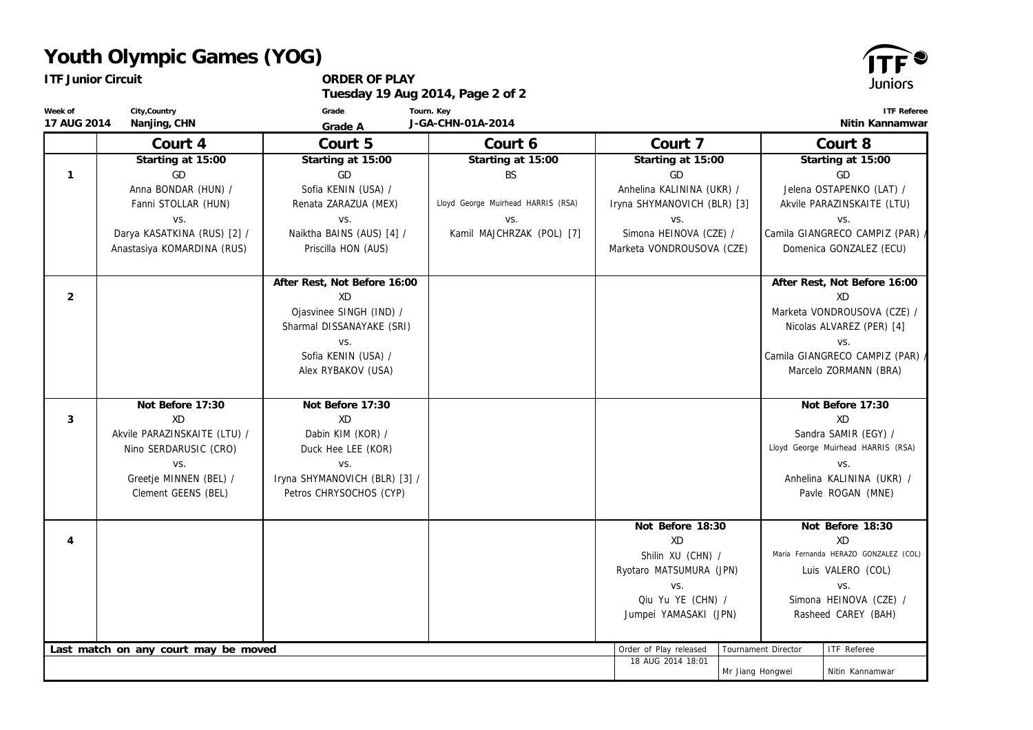# Youth Olympic Games (YOG)

**ITF Junior Circuit**

**ORDER OF PLAY**
**Tuesday 19 Aug 2014, Page 2 of 2**

| Week of | City,Country | Grade | Tourn. Key | ITF Referee |
|---|---|---|---|---|
| 17 AUG 2014 | Nanjing, CHN | Grade A | J-GA-CHN-01A-2014 | Nitin Kannamwar |

| | Court 4 | Court 5 | Court 6 | Court 7 | Court 8 |
|---|---|---|---|---|---|
| 1 | **Starting at 15:00**<br>GD<br>Anna BONDAR (HUN) /<br>Fanni STOLLAR (HUN)<br>vs.<br>Darya KASATKINA (RUS) [2] /<br>Anastasiya KOMARDINA (RUS) | **Starting at 15:00**<br>GD<br>Sofia KENIN (USA) /<br>Renata ZARAZUA (MEX)<br>vs.<br>Naiktha BAINS (AUS) [4] /<br>Priscilla HON (AUS) | **Starting at 15:00**<br>BS<br>Lloyd George Muirhead HARRIS (RSA)<br>vs.<br>Kamil MAJCHRZAK (POL) [7] | **Starting at 15:00**<br>GD<br>Anhelina KALININA (UKR) /<br>Iryna SHYMANOVICH (BLR) [3]<br>vs.<br>Simona HEINOVA (CZE) /<br>Marketa VONDROUSOVA (CZE) | **Starting at 15:00**<br>GD<br>Jelena OSTAPENKO (LAT) /<br>Akvile PARAZINSKAITE (LTU)<br>vs.<br>Camila GIANGRECO CAMPIZ (PAR) /<br>Domenica GONZALEZ (ECU) |
| 2 | | **After Rest, Not Before 16:00**<br>XD<br>Ojasvinee SINGH (IND) /<br>Sharmal DISSANAYAKE (SRI)<br>vs.<br>Sofia KENIN (USA) /<br>Alex RYBAKOV (USA) | | | **After Rest, Not Before 16:00**<br>XD<br>Marketa VONDROUSOVA (CZE) /<br>Nicolas ALVAREZ (PER) [4]<br>vs.<br>Camila GIANGRECO CAMPIZ (PAR) /<br>Marcelo ZORMANN (BRA) |
| 3 | **Not Before 17:30**<br>XD<br>Akvile PARAZINSKAITE (LTU) /<br>Nino SERDARUSIC (CRO)<br>vs.<br>Greetje MINNEN (BEL) /<br>Clement GEENS (BEL) | **Not Before 17:30**<br>XD<br>Dabin KIM (KOR) /<br>Duck Hee LEE (KOR)<br>vs.<br>Iryna SHYMANOVICH (BLR) [3] /<br>Petros CHRYSOCHOS (CYP) | | | **Not Before 17:30**<br>XD<br>Sandra SAMIR (EGY) /<br>Lloyd George Muirhead HARRIS (RSA)<br>vs.<br>Anhelina KALININA (UKR) /<br>Pavle ROGAN (MNE) |
| 4 | | | | **Not Before 18:30**<br>XD<br>Shilin XU (CHN) /<br>Ryotaro MATSUMURA (JPN)<br>vs.<br>Qiu Yu YE (CHN) /<br>Jumpei YAMASAKI (JPN) | **Not Before 18:30**<br>XD<br>Maria Fernanda HERAZO GONZALEZ (COL)<br>Luis VALERO (COL)<br>vs.<br>Simona HEINOVA (CZE) /<br>Rasheed CAREY (BAH) |

**Last match on any court may be moved**

| Order of Play released | Tournament Director | ITF Referee |
|---|---|---|
| 18 AUG 2014 18:01 | Mr Jiang Hongwei | Nitin Kannamwar |